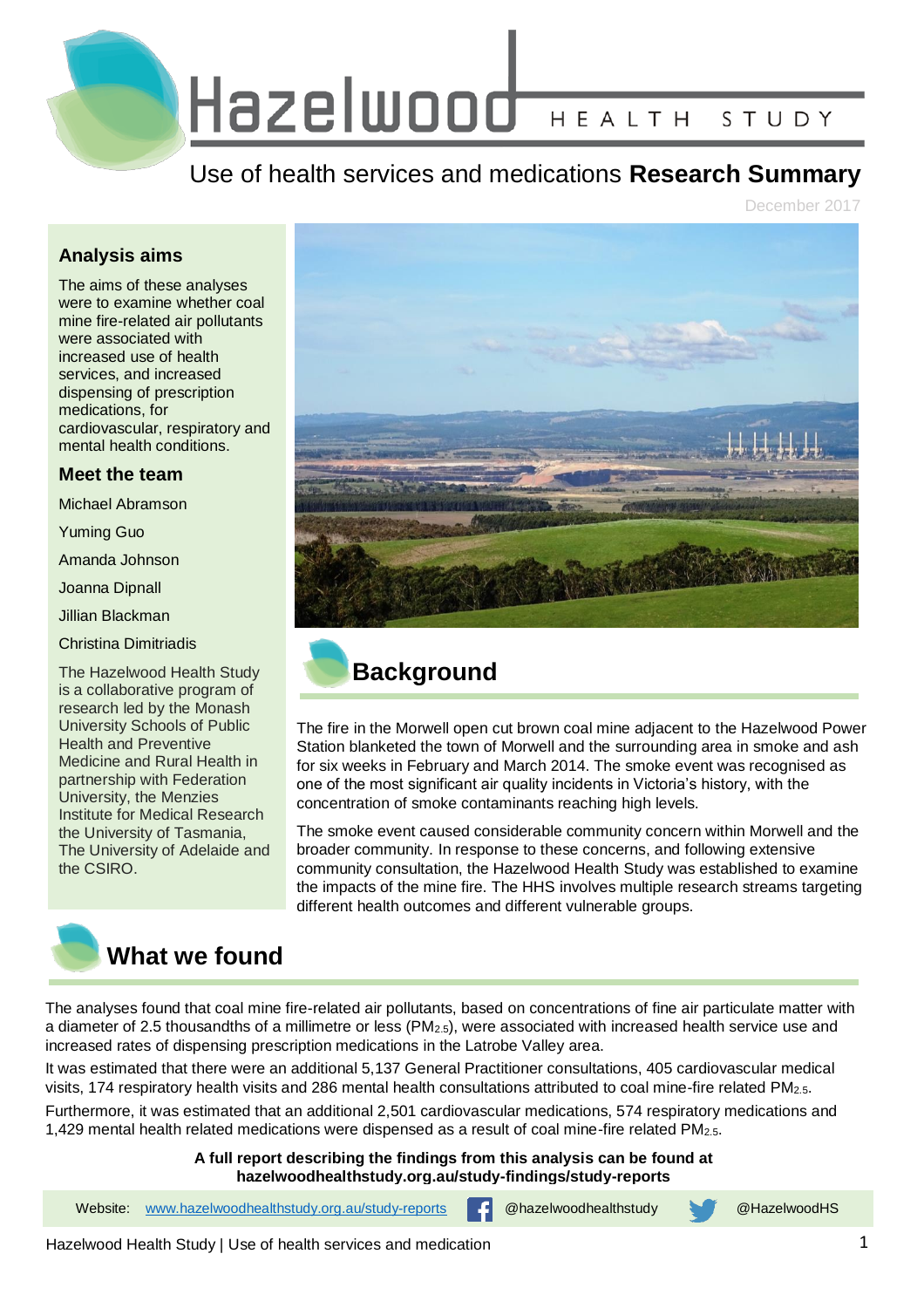# Hazelwood HEALTH STUDY

## Use of health services and medications **Research Summary**

December 2017

### Analysis aims

The aims of these analyses were to examine whether coal mine fire-related air pollutants were associated with increased use of health services, and increased dispensing of prescription medications, for cardiovascular, respiratory and mental health conditions.

### Meet the team

Michael Abramson

Yuming Guo

Amanda Johnson

Joanna Dipnall

Jillian Blackman

Christina Dimitriadis

The Hazelwood Health Study is a collaborative program of research led by the Monash University Schools of Public Health and Preventive Medicine and Rural Health in partnership with Federation University, the Menzies Institute for Medical Research the University of Tasmania, The University of Adelaide and the CSIRO.

## Background

The fire in the Morwell open cut brown coal mine adjacent to the Hazelwood Power Station blanketed the town of Morwell and the surrounding area in smoke and ash for six weeks in February and March 2014. The smoke event was recognised as one of the most significant air quality incidents in Victoria's history, with the concentration of smoke contaminants reaching high levels.

The smoke event caused considerable community concern within Morwell and the broader community. In response to these concerns, and following extensive community consultation, the Hazelwood Health Study was established to examine the impacts of the mine fire. The HHS involves multiple research streams targeting different health outcomes and different vulnerable groups.

## What we found

The analyses found that coal mine fire-related air pollutants, based on concentrations of fine air particulate matter with a diameter of 2.5 thousandths of a millimetre or less ($PM_{2.5}$), were associated with increased health service use and increased rates of dispensing prescription medications in the Latrobe Valley area.

It was estimated that there were an additional 5,137 General Practitioner consultations, 405 cardiovascular medical visits, 174 respiratory health visits and 286 mental health consultations attributed to coal mine-fire related $PM_{2.5}$.

Furthermore, it was estimated that an additional 2,501 cardiovascular medications, 574 respiratory medications and 1,429 mental health related medications were dispensed as a result of coal mine-fire related $PM_{2.5}$.

**A full report describing the findings from this analysis can be found at hazelwoodhealthstudy.org.au/study-findings/study-reports**

Website: [www.hazelwoodhealthstudy.org.au/study-reports](www.hazelwoodhealthstudy.org.au/study-reports) @hazelwoodhealthstudy @HazelwoodHS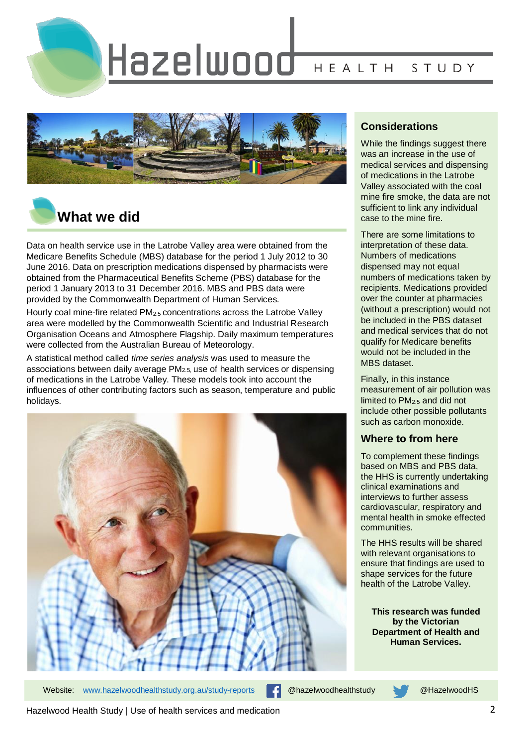# Hazelwood HEALTH STUDY

## What we did

Data on health service use in the Latrobe Valley area were obtained from the Medicare Benefits Schedule (MBS) database for the period 1 July 2012 to 30 June 2016. Data on prescription medications dispensed by pharmacists were obtained from the Pharmaceutical Benefits Scheme (PBS) database for the period 1 January 2013 to 31 December 2016. MBS and PBS data were provided by the Commonwealth Department of Human Services.

Hourly coal mine-fire related $PM_{2.5}$ concentrations across the Latrobe Valley area were modelled by the Commonwealth Scientific and Industrial Research Organisation Oceans and Atmosphere Flagship. Daily maximum temperatures were collected from the Australian Bureau of Meteorology.

A statistical method called *time series analysis* was used to measure the associations between daily average $PM_{2.5}$, use of health services or dispensing of medications in the Latrobe Valley. These models took into account the influences of other contributing factors such as season, temperature and public holidays.

## Considerations

While the findings suggest there was an increase in the use of medical services and dispensing of medications in the Latrobe Valley associated with the coal mine fire smoke, the data are not sufficient to link any individual case to the mine fire.

There are some limitations to interpretation of these data. Numbers of medications dispensed may not equal numbers of medications taken by recipients. Medications provided over the counter at pharmacies (without a prescription) would not be included in the PBS dataset and medical services that do not qualify for Medicare benefits would not be included in the MBS dataset.

Finally, in this instance measurement of air pollution was limited to $PM_{2.5}$ and did not include other possible pollutants such as carbon monoxide.

## Where to from here

To complement these findings based on MBS and PBS data, the HHS is currently undertaking clinical examinations and interviews to further assess cardiovascular, respiratory and mental health in smoke effected communities.

The HHS results will be shared with relevant organisations to ensure that findings are used to shape services for the future health of the Latrobe Valley.

**This research was funded by the Victorian Department of Health and Human Services.**

Website: www.hazelwoodhealthstudy.org.au/study-reports @hazelwoodhealthstudy @HazelwoodHS